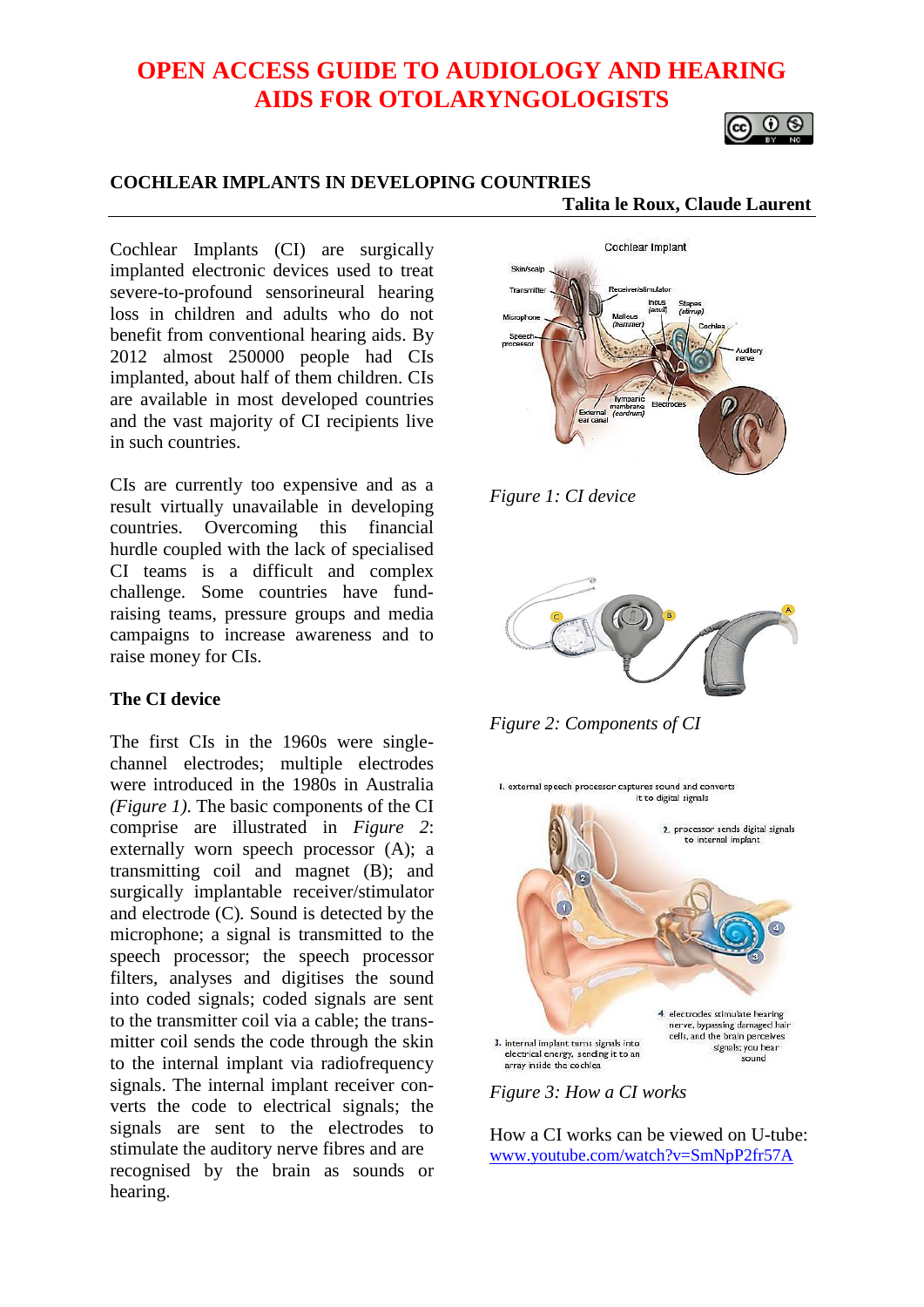# OPEN ACCESS GUIDE TO AUDIOLOGY AND HEARING AIDS FOR OTOLARYNGOLOGISTS

## COCHLEAR IMPLANTS IN DEVELOPING COUNTRIES

**Talita le Roux, Claude Laurent**

Cochlear Implants (CI) are surgically implanted electronic devices used to treat severe-to-profound sensorineural hearing loss in children and adults who do not benefit from conventional hearing aids. By 2012 almost 250000 people had CIs implanted, about half of them children. CIs are available in most developed countries and the vast majority of CI recipients live in such countries.

CIs are currently too expensive and as a result virtually unavailable in developing countries. Overcoming this financial hurdle coupled with the lack of specialised CI teams is a difficult and complex challenge. Some countries have fund-raising teams, pressure groups and media campaigns to increase awareness and to raise money for CIs.

### The CI device

The first CIs in the 1960s were single-channel electrodes; multiple electrodes were introduced in the 1980s in Australia *(Figure 1)*. The basic components of the CI comprise are illustrated in *Figure 2*: externally worn speech processor (A); a transmitting coil and magnet (B); and surgically implantable receiver/stimulator and electrode (C). Sound is detected by the microphone; a signal is transmitted to the speech processor; the speech processor filters, analyses and digitises the sound into coded signals; coded signals are sent to the transmitter coil via a cable; the transmitter coil sends the code through the skin to the internal implant via radiofrequency signals. The internal implant receiver converts the code to electrical signals; the signals are sent to the electrodes to stimulate the auditory nerve fibres and are recognised by the brain as sounds or hearing.

*Figure 1: CI device*

*Figure 2: Components of CI*

*Figure 3: How a CI works*

How a CI works can be viewed on U-tube: [www.youtube.com/watch?v=SmNpP2fr57A](http://www.youtube.com/watch?v=SmNpP2fr57A)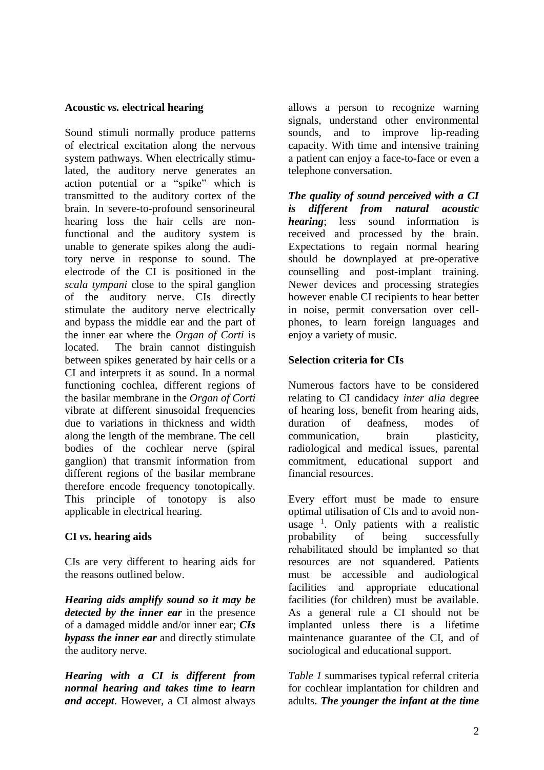**Acoustic *vs.* electrical hearing**

Sound stimuli normally produce patterns of electrical excitation along the nervous system pathways. When electrically stimulated, the auditory nerve generates an action potential or a "spike" which is transmitted to the auditory cortex of the brain. In severe-to-profound sensorineural hearing loss the hair cells are non-functional and the auditory system is unable to generate spikes along the auditory nerve in response to sound. The electrode of the CI is positioned in the *scala tympani* close to the spiral ganglion of the auditory nerve. CIs directly stimulate the auditory nerve electrically and bypass the middle ear and the part of the inner ear where the *Organ of Corti* is located. The brain cannot distinguish between spikes generated by hair cells or a CI and interprets it as sound. In a normal functioning cochlea, different regions of the basilar membrane in the *Organ of Corti* vibrate at different sinusoidal frequencies due to variations in thickness and width along the length of the membrane. The cell bodies of the cochlear nerve (spiral ganglion) that transmit information from different regions of the basilar membrane therefore encode frequency tonotopically. This principle of tonotopy is also applicable in electrical hearing.

**CI *vs*. hearing aids**

CIs are very different to hearing aids for the reasons outlined below.

***Hearing aids amplify sound so it may be detected by the inner ear*** in the presence of a damaged middle and/or inner ear; ***CIs bypass the inner ear*** and directly stimulate the auditory nerve.

***Hearing with a CI is different from normal hearing and takes time to learn and accept***. However, a CI almost always allows a person to recognize warning signals, understand other environmental sounds, and to improve lip-reading capacity. With time and intensive training a patient can enjoy a face-to-face or even a telephone conversation.

***The quality of sound perceived with a CI is different from natural acoustic hearing***; less sound information is received and processed by the brain. Expectations to regain normal hearing should be downplayed at pre-operative counselling and post-implant training. Newer devices and processing strategies however enable CI recipients to hear better in noise, permit conversation over cell-phones, to learn foreign languages and enjoy a variety of music.

**Selection criteria for CIs**

Numerous factors have to be considered relating to CI candidacy *inter alia* degree of hearing loss, benefit from hearing aids, duration of deafness, modes of communication, brain plasticity, radiological and medical issues, parental commitment, educational support and financial resources.

Every effort must be made to ensure optimal utilisation of CIs and to avoid non-usage [1]. Only patients with a realistic probability of being successfully rehabilitated should be implanted so that resources are not squandered. Patients must be accessible and audiological facilities and appropriate educational facilities (for children) must be available. As a general rule a CI should not be implanted unless there is a lifetime maintenance guarantee of the CI, and of sociological and educational support.

*Table 1* summarises typical referral criteria for cochlear implantation for children and adults. ***The younger the infant at the time***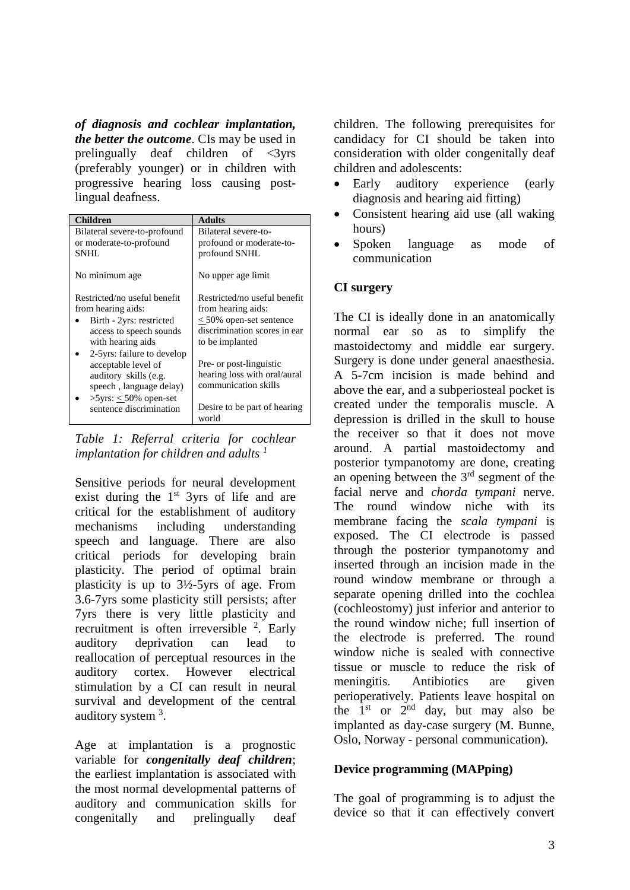***of diagnosis and cochlear implantation, the better the outcome***. CIs may be used in prelingually deaf children of <3yrs (preferably younger) or in children with progressive hearing loss causing post-lingual deafness.

| Children | Adults |
|---|---|
| Bilateral severe-to-profound or moderate-to-profound SNHL | Bilateral severe-to-profound or moderate-to-profound SNHL |
| No minimum age | No upper age limit |
| Restricted/no useful benefit from hearing aids:<br>• Birth - 2yrs: restricted access to speech sounds with hearing aids<br>• 2-5yrs: failure to develop acceptable level of auditory skills (e.g. speech , language delay)<br>• >5yrs: < 50% open-set sentence discrimination | Restricted/no useful benefit from hearing aids:<br>< 50% open-set sentence discrimination scores in ear to be implanted<br><br>Pre- or post-linguistic hearing loss with oral/aural communication skills<br><br>Desire to be part of hearing world |

*Table 1: Referral criteria for cochlear implantation for children and adults [1]*

Sensitive periods for neural development exist during the 1st 3yrs of life and are critical for the establishment of auditory mechanisms including understanding speech and language. There are also critical periods for developing brain plasticity. The period of optimal brain plasticity is up to 3½-5yrs of age. From 3.6-7yrs some plasticity still persists; after 7yrs there is very little plasticity and recruitment is often irreversible [2]. Early auditory deprivation can lead to reallocation of perceptual resources in the auditory cortex. However electrical stimulation by a CI can result in neural survival and development of the central auditory system [3].

Age at implantation is a prognostic variable for ***congenitally deaf children***; the earliest implantation is associated with the most normal developmental patterns of auditory and communication skills for congenitally and prelingually deaf children. The following prerequisites for candidacy for CI should be taken into consideration with older congenitally deaf children and adolescents:

- Early auditory experience (early diagnosis and hearing aid fitting)
- Consistent hearing aid use (all waking hours)
- Spoken language as mode of communication

## CI surgery

The CI is ideally done in an anatomically normal ear so as to simplify the mastoidectomy and middle ear surgery. Surgery is done under general anaesthesia. A 5-7cm incision is made behind and above the ear, and a subperiosteal pocket is created under the temporalis muscle. A depression is drilled in the skull to house the receiver so that it does not move around. A partial mastoidectomy and posterior tympanotomy are done, creating an opening between the 3rd segment of the facial nerve and *chorda tympani* nerve. The round window niche with its membrane facing the *scala tympani* is exposed. The CI electrode is passed through the posterior tympanotomy and inserted through an incision made in the round window membrane or through a separate opening drilled into the cochlea (cochleostomy) just inferior and anterior to the round window niche; full insertion of the electrode is preferred. The round window niche is sealed with connective tissue or muscle to reduce the risk of meningitis. Antibiotics are given perioperatively. Patients leave hospital on the 1st or 2nd day, but may also be implanted as day-case surgery (M. Bunne, Oslo, Norway - personal communication).

## Device programming (MAPping)

The goal of programming is to adjust the device so that it can effectively convert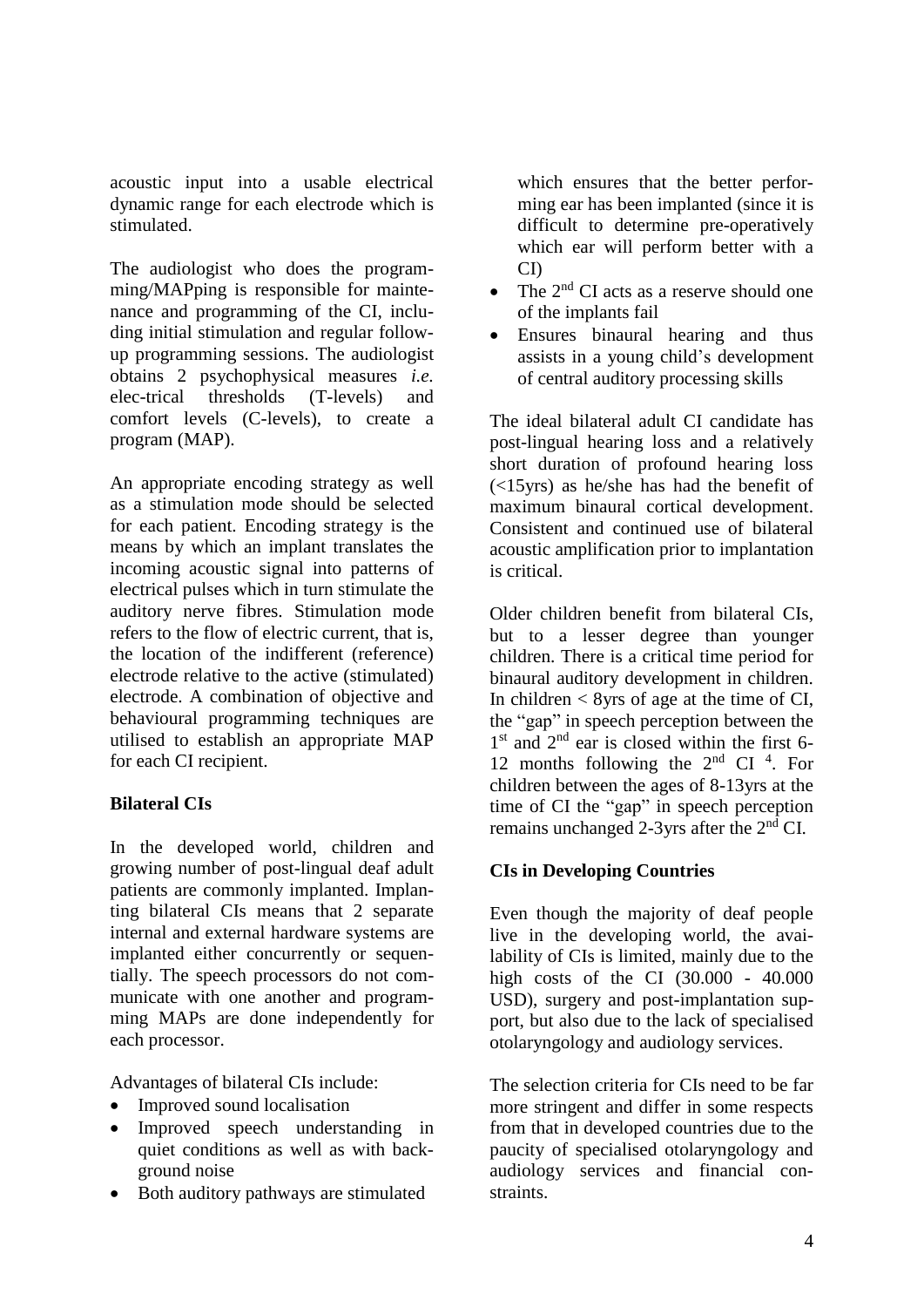acoustic input into a usable electrical dynamic range for each electrode which is stimulated.

The audiologist who does the programming/MAPping is responsible for maintenance and programming of the CI, including initial stimulation and regular follow-up programming sessions. The audiologist obtains 2 psychophysical measures *i.e.* electrical thresholds (T-levels) and comfort levels (C-levels), to create a program (MAP).

An appropriate encoding strategy as well as a stimulation mode should be selected for each patient. Encoding strategy is the means by which an implant translates the incoming acoustic signal into patterns of electrical pulses which in turn stimulate the auditory nerve fibres. Stimulation mode refers to the flow of electric current, that is, the location of the indifferent (reference) electrode relative to the active (stimulated) electrode. A combination of objective and behavioural programming techniques are utilised to establish an appropriate MAP for each CI recipient.

**Bilateral CIs**

In the developed world, children and growing number of post-lingual deaf adult patients are commonly implanted. Implanting bilateral CIs means that 2 separate internal and external hardware systems are implanted either concurrently or sequentially. The speech processors do not communicate with one another and programming MAPs are done independently for each processor.

Advantages of bilateral CIs include:

- Improved sound localisation
- Improved speech understanding in quiet conditions as well as with background noise
- Both auditory pathways are stimulated which ensures that the better performing ear has been implanted (since it is difficult to determine pre-operatively which ear will perform better with a CI)
- The 2nd CI acts as a reserve should one of the implants fail
- Ensures binaural hearing and thus assists in a young child's development of central auditory processing skills

The ideal bilateral adult CI candidate has post-lingual hearing loss and a relatively short duration of profound hearing loss (<15yrs) as he/she has had the benefit of maximum binaural cortical development. Consistent and continued use of bilateral acoustic amplification prior to implantation is critical.

Older children benefit from bilateral CIs, but to a lesser degree than younger children. There is a critical time period for binaural auditory development in children. In children < 8yrs of age at the time of CI, the "gap" in speech perception between the 1st and 2nd ear is closed within the first 6-12 months following the 2nd CI [4]. For children between the ages of 8-13yrs at the time of CI the "gap" in speech perception remains unchanged 2-3yrs after the 2nd CI.

**CIs in Developing Countries**

Even though the majority of deaf people live in the developing world, the availability of CIs is limited, mainly due to the high costs of the CI (30.000 - 40.000 USD), surgery and post-implantation support, but also due to the lack of specialised otolaryngology and audiology services.

The selection criteria for CIs need to be far more stringent and differ in some respects from that in developed countries due to the paucity of specialised otolaryngology and audiology services and financial constraints.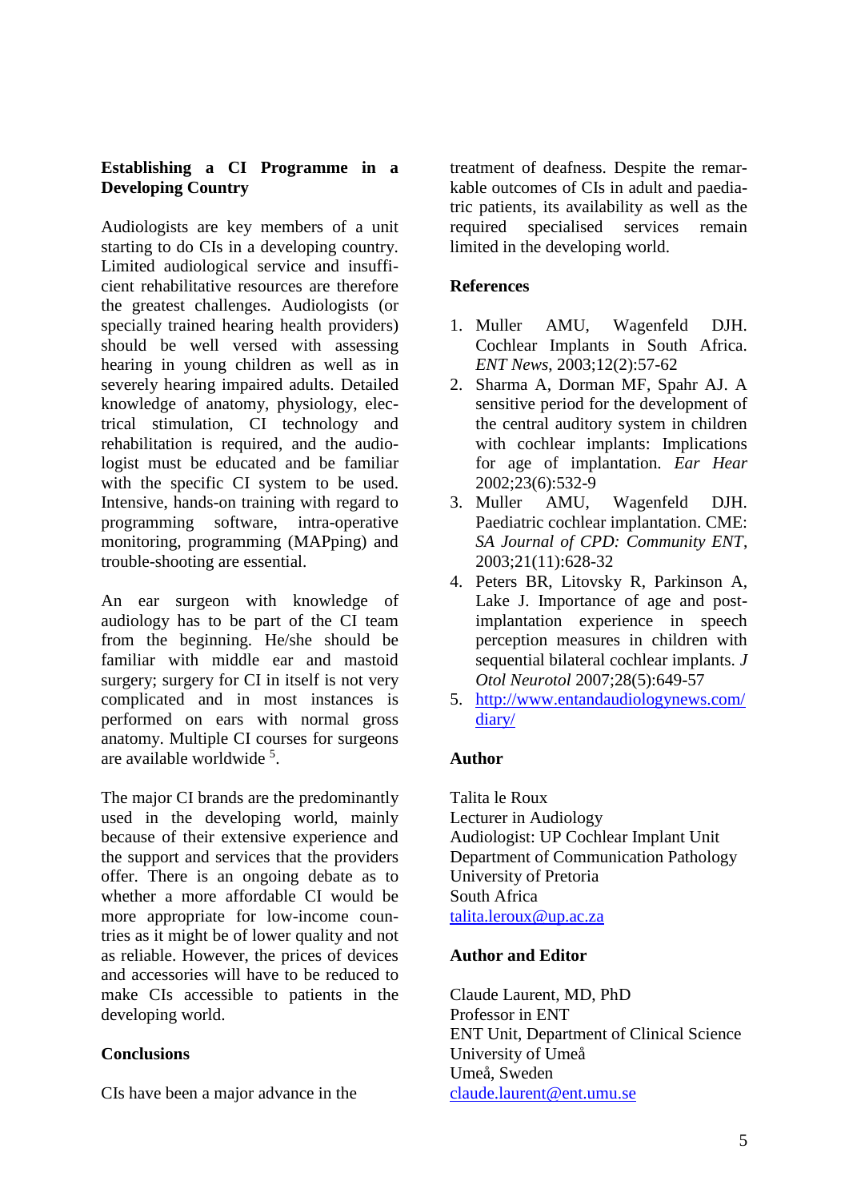## Establishing a CI Programme in a Developing Country

Audiologists are key members of a unit starting to do CIs in a developing country. Limited audiological service and insufficient rehabilitative resources are therefore the greatest challenges. Audiologists (or specially trained hearing health providers) should be well versed with assessing hearing in young children as well as in severely hearing impaired adults. Detailed knowledge of anatomy, physiology, electrical stimulation, CI technology and rehabilitation is required, and the audiologist must be educated and be familiar with the specific CI system to be used. Intensive, hands-on training with regard to programming software, intra-operative monitoring, programming (MAPping) and trouble-shooting are essential.

An ear surgeon with knowledge of audiology has to be part of the CI team from the beginning. He/she should be familiar with middle ear and mastoid surgery; surgery for CI in itself is not very complicated and in most instances is performed on ears with normal gross anatomy. Multiple CI courses for surgeons are available worldwide [5].

The major CI brands are the predominantly used in the developing world, mainly because of their extensive experience and the support and services that the providers offer. There is an ongoing debate as to whether a more affordable CI would be more appropriate for low-income countries as it might be of lower quality and not as reliable. However, the prices of devices and accessories will have to be reduced to make CIs accessible to patients in the developing world.

## Conclusions

CIs have been a major advance in the treatment of deafness. Despite the remarkable outcomes of CIs in adult and paediatric patients, its availability as well as the required specialised services remain limited in the developing world.

## References

1. Muller AMU, Wagenfeld DJH. Cochlear Implants in South Africa. *ENT News*, 2003;12(2):57-62
2. Sharma A, Dorman MF, Spahr AJ. A sensitive period for the development of the central auditory system in children with cochlear implants: Implications for age of implantation. *Ear Hear* 2002;23(6):532-9
3. Muller AMU, Wagenfeld DJH. Paediatric cochlear implantation. CME: *SA Journal of CPD: Community ENT*, 2003;21(11):628-32
4. Peters BR, Litovsky R, Parkinson A, Lake J. Importance of age and post-implantation experience in speech perception measures in children with sequential bilateral cochlear implants. *J Otol Neurotol* 2007;28(5):649-57
5. http://www.entandaudiologynews.com/diary/

## Author

Talita le Roux
Lecturer in Audiology
Audiologist: UP Cochlear Implant Unit
Department of Communication Pathology
University of Pretoria
South Africa
talita.leroux@up.ac.za

## Author and Editor

Claude Laurent, MD, PhD
Professor in ENT
ENT Unit, Department of Clinical Science
University of Umeå
Umeå, Sweden
claude.laurent@ent.umu.se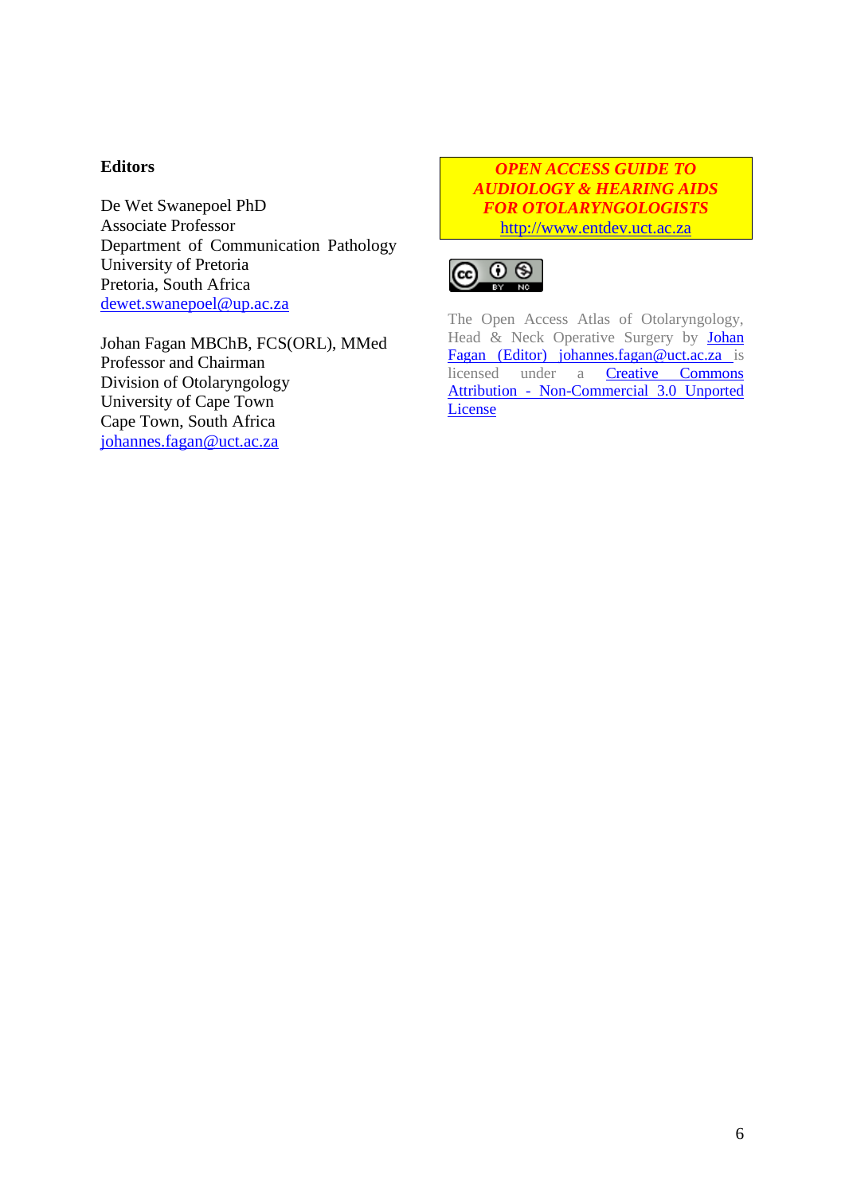**Editors**

De Wet Swanepoel PhD
Associate Professor
Department of Communication Pathology
University of Pretoria
Pretoria, South Africa
dewet.swanepoel@up.ac.za

Johan Fagan MBChB, FCS(ORL), MMed
Professor and Chairman
Division of Otolaryngology
University of Cape Town
Cape Town, South Africa
johannes.fagan@uct.ac.za

***OPEN ACCESS GUIDE TO AUDIOLOGY & HEARING AIDS FOR OTOLARYNGOLOGISTS***
http://www.entdev.uct.ac.za

The Open Access Atlas of Otolaryngology, Head & Neck Operative Surgery by Johan Fagan (Editor) johannes.fagan@uct.ac.za is licensed under a Creative Commons Attribution - Non-Commercial 3.0 Unported License